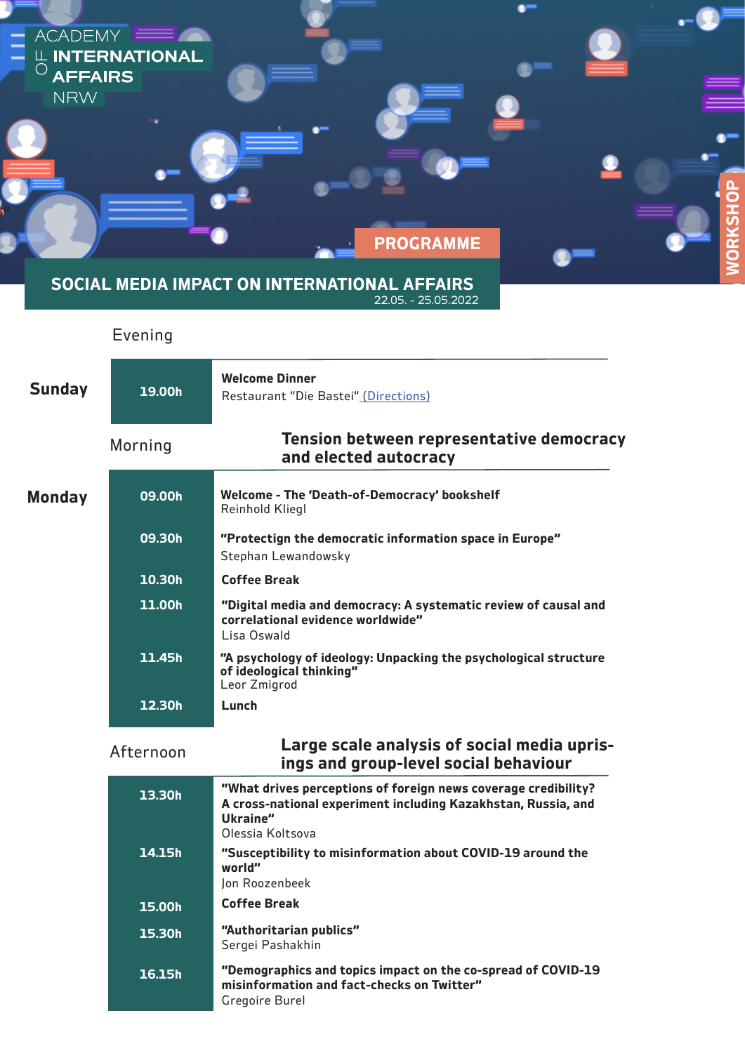ACADEMY OF INTERNATIONAL AFFAIRS NRW

WORKSHOP

PROGRAMME

# SOCIAL MEDIA IMPACT ON INTERNATIONAL AFFAIRS

22.05. - 25.05.2022

## Sunday

Evening

| | |
|---|---|
| 19.00h | **Welcome Dinner**<br>Restaurant "Die Bastei" (Directions) |

## Monday

Morning

### Tension between representative democracy and elected autocracy

| | |
|---|---|
| 09.00h | **Welcome - The 'Death-of-Democracy' bookshelf**<br>Reinhold Kliegl |
| 09.30h | **"Protectign the democratic information space in Europe"**<br>Stephan Lewandowsky |
| 10.30h | **Coffee Break** |
| 11.00h | **"Digital media and democracy: A systematic review of causal and correlational evidence worldwide"**<br>Lisa Oswald |
| 11.45h | **"A psychology of ideology: Unpacking the psychological structure of ideological thinking"**<br>Leor Zmigrod |
| 12.30h | **Lunch** |

Afternoon

### Large scale analysis of social media uprisings and group-level social behaviour

| | |
|---|---|
| 13.30h | **"What drives perceptions of foreign news coverage credibility? A cross-national experiment including Kazakhstan, Russia, and Ukraine"**<br>Olessia Koltsova |
| 14.15h | **"Susceptibility to misinformation about COVID-19 around the world"**<br>Jon Roozenbeek |
| 15.00h | **Coffee Break** |
| 15.30h | **"Authoritarian publics"**<br>Sergei Pashakhin |
| 16.15h | **"Demographics and topics impact on the co-spread of COVID-19 misinformation and fact-checks on Twitter"**<br>Gregoire Burel |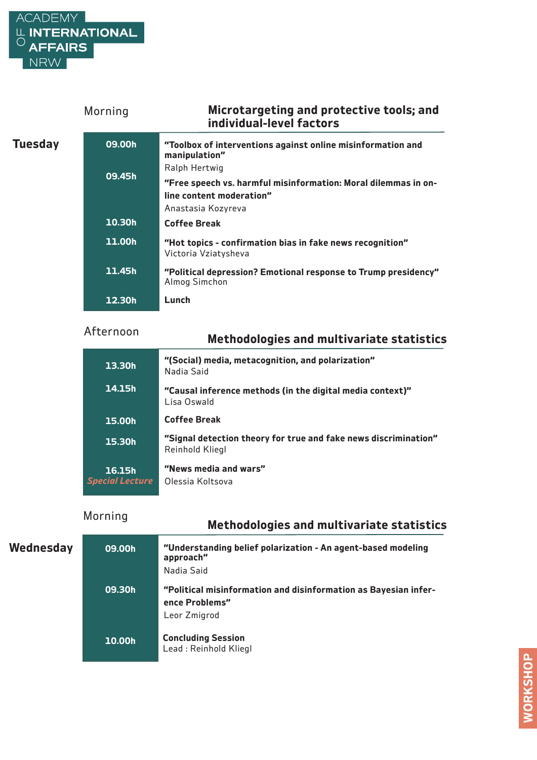ACADEMY OF INTERNATIONAL AFFAIRS NRW

## Tuesday

### Morning — Microtargeting and protective tools; and individual-level factors

| | |
|---|---|
| 09.00h | **"Toolbox of interventions against online misinformation and manipulation"** Ralph Hertwig |
| 09.45h | **"Free speech vs. harmful misinformation: Moral dilemmas in on-line content moderation"** Anastasia Kozyreva |
| 10.30h | **Coffee Break** |
| 11.00h | **"Hot topics - confirmation bias in fake news recognition"** Victoria Vziatysheva |
| 11.45h | **"Political depression? Emotional response to Trump presidency"** Almog Simchon |
| 12.30h | **Lunch** |

### Afternoon — Methodologies and multivariate statistics

| | |
|---|---|
| 13.30h | **"(Social) media, metacognition, and polarization"** Nadia Said |
| 14.15h | **"Causal inference methods (in the digital media context)"** Lisa Oswald |
| 15.00h | **Coffee Break** |
| 15.30h | **"Signal detection theory for true and fake news discrimination"** Reinhold Kliegl |
| 16.15h *Special Lecture* | **"News media and wars"** Olessia Koltsova |

## Wednesday

### Morning — Methodologies and multivariate statistics

| | |
|---|---|
| 09.00h | **"Understanding belief polarization - An agent-based modeling approach"** Nadia Said |
| 09.30h | **"Political misinformation and disinformation as Bayesian inference Problems"** Leor Zmigrod |
| 10.00h | **Concluding Session** Lead : Reinhold Kliegl |

WORKSHOP